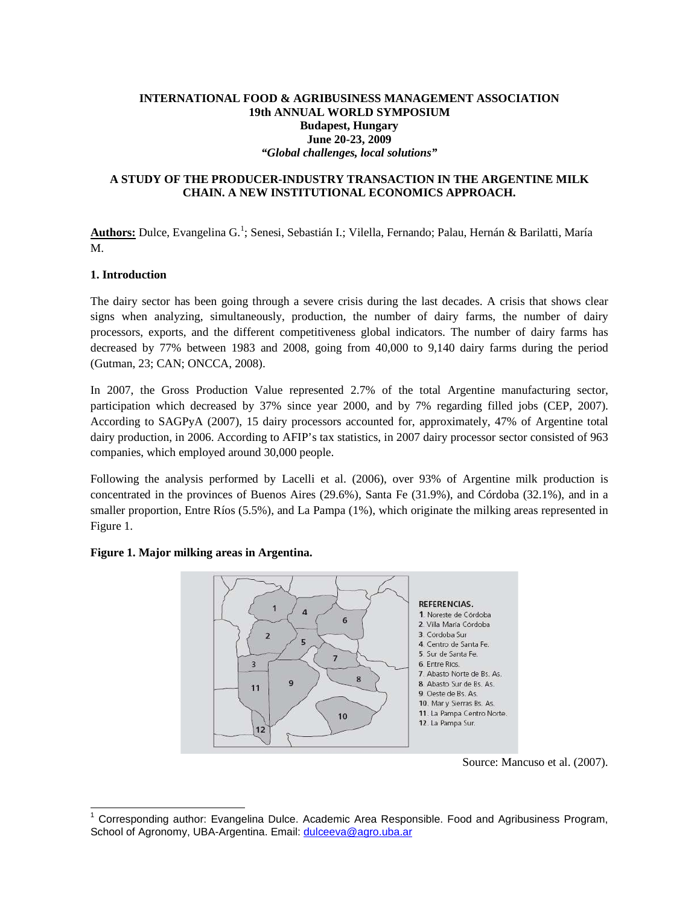**INTERNATIONAL FOOD & AGRIBUSINESS MANAGEMENT ASSOCIATION**
**19th ANNUAL WORLD SYMPOSIUM**
**Budapest, Hungary**
**June 20-23, 2009**
***"Global challenges, local solutions"***

# A STUDY OF THE PRODUCER-INDUSTRY TRANSACTION IN THE ARGENTINE MILK CHAIN. A NEW INSTITUTIONAL ECONOMICS APPROACH.

**Authors:** Dulce, Evangelina G.[1]; Senesi, Sebastián I.; Vilella, Fernando; Palau, Hernán & Barilatti, María M.

## 1. Introduction

The dairy sector has been going through a severe crisis during the last decades. A crisis that shows clear signs when analyzing, simultaneously, production, the number of dairy farms, the number of dairy processors, exports, and the different competitiveness global indicators. The number of dairy farms has decreased by 77% between 1983 and 2008, going from 40,000 to 9,140 dairy farms during the period (Gutman, 23; CAN; ONCCA, 2008).

In 2007, the Gross Production Value represented 2.7% of the total Argentine manufacturing sector, participation which decreased by 37% since year 2000, and by 7% regarding filled jobs (CEP, 2007). According to SAGPyA (2007), 15 dairy processors accounted for, approximately, 47% of Argentine total dairy production, in 2006. According to AFIP's tax statistics, in 2007 dairy processor sector consisted of 963 companies, which employed around 30,000 people.

Following the analysis performed by Lacelli et al. (2006), over 93% of Argentine milk production is concentrated in the provinces of Buenos Aires (29.6%), Santa Fe (31.9%), and Córdoba (32.1%), and in a smaller proportion, Entre Ríos (5.5%), and La Pampa (1%), which originate the milking areas represented in Figure 1.

**Figure 1. Major milking areas in Argentina.**

REFERENCIAS.
1. Noreste de Córdoba
2. Villa María Córdoba
3. Córdoba Sur
4. Centro de Santa Fe.
5. Sur de Santa Fe.
6. Entre Ríos.
7. Abasto Norte de Bs. As.
8. Abasto Sur de Bs. As.
9. Oeste de Bs. As.
10. Mar y Sierras Bs. As.
11. La Pampa Centro Norte.
12. La Pampa Sur.

Source: Mancuso et al. (2007).

[1] Corresponding author: Evangelina Dulce. Academic Area Responsible. Food and Agribusiness Program, School of Agronomy, UBA-Argentina. Email: dulceeva@agro.uba.ar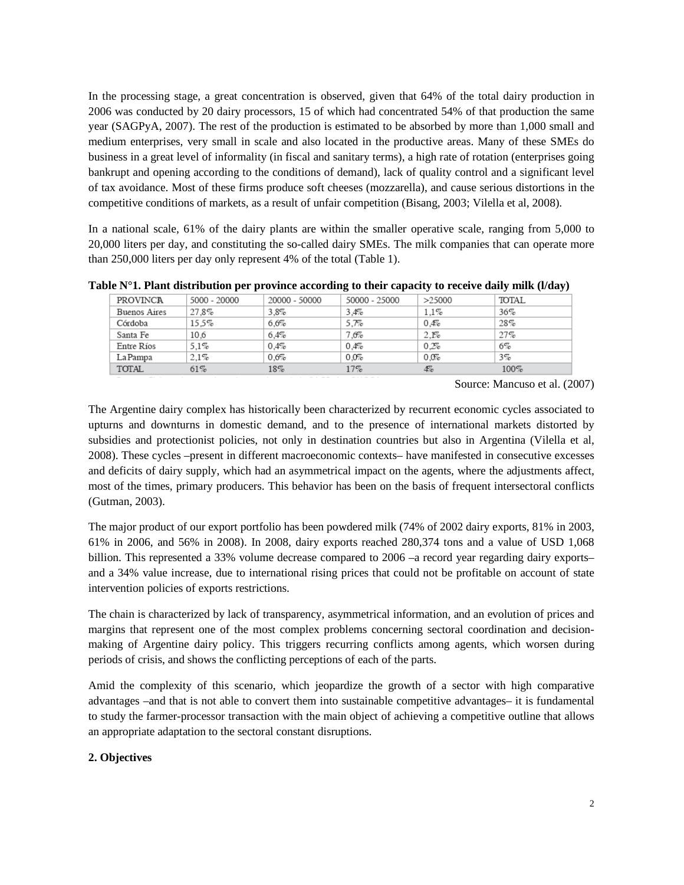In the processing stage, a great concentration is observed, given that 64% of the total dairy production in 2006 was conducted by 20 dairy processors, 15 of which had concentrated 54% of that production the same year (SAGPyA, 2007). The rest of the production is estimated to be absorbed by more than 1,000 small and medium enterprises, very small in scale and also located in the productive areas. Many of these SMEs do business in a great level of informality (in fiscal and sanitary terms), a high rate of rotation (enterprises going bankrupt and opening according to the conditions of demand), lack of quality control and a significant level of tax avoidance. Most of these firms produce soft cheeses (mozzarella), and cause serious distortions in the competitive conditions of markets, as a result of unfair competition (Bisang, 2003; Vilella et al, 2008).

In a national scale, 61% of the dairy plants are within the smaller operative scale, ranging from 5,000 to 20,000 liters per day, and constituting the so-called dairy SMEs. The milk companies that can operate more than 250,000 liters per day only represent 4% of the total (Table 1).

**Table N°1. Plant distribution per province according to their capacity to receive daily milk (l/day)**

| PROVINCIA | 5000 - 20000 | 20000 - 50000 | 50000 - 25000 | >25000 | TOTAL |
|---|---|---|---|---|---|
| Buenos Aires | 27,8% | 3,8% | 3,4% | 1,1% | 36% |
| Córdoba | 15,5% | 6,6% | 5,7% | 0,4% | 28% |
| Santa Fe | 10,6 | 6,4% | 7,6% | 2,1% | 27% |
| Entre Ríos | 5,1% | 0,4% | 0,4% | 0,2% | 6% |
| La Pampa | 2,1% | 0,6% | 0,0% | 0,0% | 3% |
| TOTAL | 61% | 18% | 17% | 4% | 100% |

Source: Mancuso et al. (2007)

The Argentine dairy complex has historically been characterized by recurrent economic cycles associated to upturns and downturns in domestic demand, and to the presence of international markets distorted by subsidies and protectionist policies, not only in destination countries but also in Argentina (Vilella et al, 2008). These cycles –present in different macroeconomic contexts– have manifested in consecutive excesses and deficits of dairy supply, which had an asymmetrical impact on the agents, where the adjustments affect, most of the times, primary producers. This behavior has been on the basis of frequent intersectoral conflicts (Gutman, 2003).

The major product of our export portfolio has been powdered milk (74% of 2002 dairy exports, 81% in 2003, 61% in 2006, and 56% in 2008). In 2008, dairy exports reached 280,374 tons and a value of USD 1,068 billion. This represented a 33% volume decrease compared to 2006 –a record year regarding dairy exports– and a 34% value increase, due to international rising prices that could not be profitable on account of state intervention policies of exports restrictions.

The chain is characterized by lack of transparency, asymmetrical information, and an evolution of prices and margins that represent one of the most complex problems concerning sectoral coordination and decision-making of Argentine dairy policy. This triggers recurring conflicts among agents, which worsen during periods of crisis, and shows the conflicting perceptions of each of the parts.

Amid the complexity of this scenario, which jeopardize the growth of a sector with high comparative advantages –and that is not able to convert them into sustainable competitive advantages– it is fundamental to study the farmer-processor transaction with the main object of achieving a competitive outline that allows an appropriate adaptation to the sectoral constant disruptions.

## 2. Objectives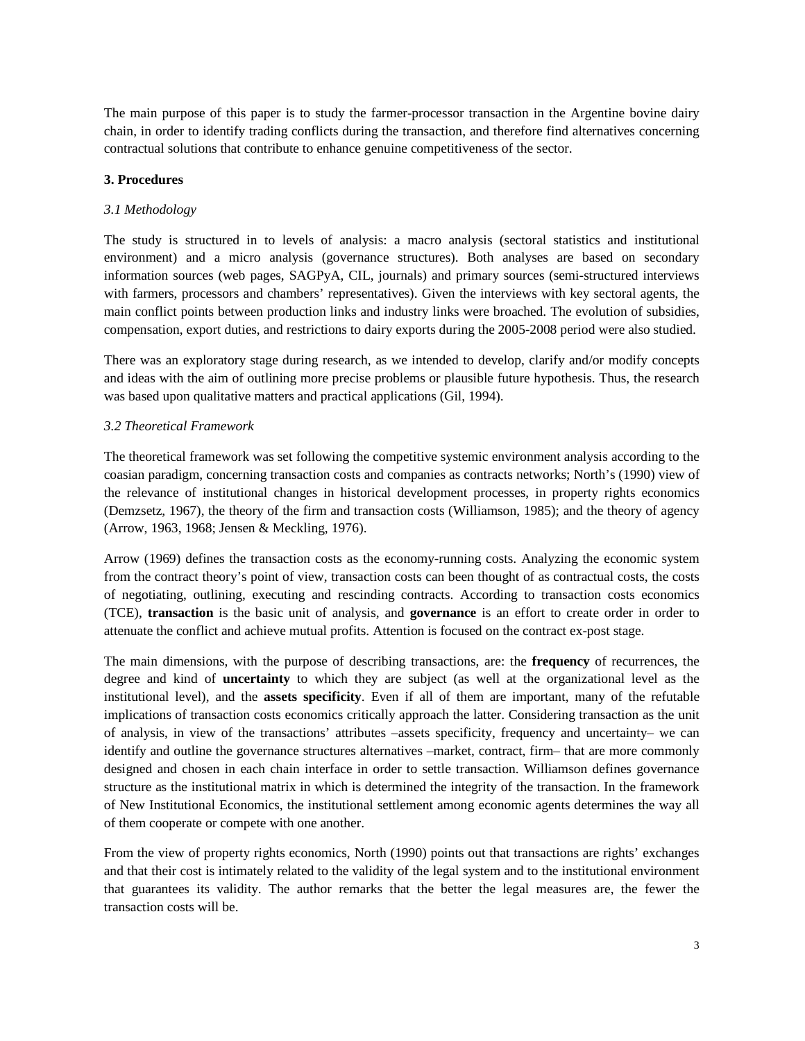The main purpose of this paper is to study the farmer-processor transaction in the Argentine bovine dairy chain, in order to identify trading conflicts during the transaction, and therefore find alternatives concerning contractual solutions that contribute to enhance genuine competitiveness of the sector.

## 3. Procedures

### *3.1 Methodology*

The study is structured in to levels of analysis: a macro analysis (sectoral statistics and institutional environment) and a micro analysis (governance structures). Both analyses are based on secondary information sources (web pages, SAGPyA, CIL, journals) and primary sources (semi-structured interviews with farmers, processors and chambers' representatives). Given the interviews with key sectoral agents, the main conflict points between production links and industry links were broached. The evolution of subsidies, compensation, export duties, and restrictions to dairy exports during the 2005-2008 period were also studied.

There was an exploratory stage during research, as we intended to develop, clarify and/or modify concepts and ideas with the aim of outlining more precise problems or plausible future hypothesis. Thus, the research was based upon qualitative matters and practical applications (Gil, 1994).

### *3.2 Theoretical Framework*

The theoretical framework was set following the competitive systemic environment analysis according to the coasian paradigm, concerning transaction costs and companies as contracts networks; North's (1990) view of the relevance of institutional changes in historical development processes, in property rights economics (Demzsetz, 1967), the theory of the firm and transaction costs (Williamson, 1985); and the theory of agency (Arrow, 1963, 1968; Jensen & Meckling, 1976).

Arrow (1969) defines the transaction costs as the economy-running costs. Analyzing the economic system from the contract theory's point of view, transaction costs can been thought of as contractual costs, the costs of negotiating, outlining, executing and rescinding contracts. According to transaction costs economics (TCE), **transaction** is the basic unit of analysis, and **governance** is an effort to create order in order to attenuate the conflict and achieve mutual profits. Attention is focused on the contract ex-post stage.

The main dimensions, with the purpose of describing transactions, are: the **frequency** of recurrences, the degree and kind of **uncertainty** to which they are subject (as well at the organizational level as the institutional level), and the **assets specificity**. Even if all of them are important, many of the refutable implications of transaction costs economics critically approach the latter. Considering transaction as the unit of analysis, in view of the transactions' attributes –assets specificity, frequency and uncertainty– we can identify and outline the governance structures alternatives –market, contract, firm– that are more commonly designed and chosen in each chain interface in order to settle transaction. Williamson defines governance structure as the institutional matrix in which is determined the integrity of the transaction. In the framework of New Institutional Economics, the institutional settlement among economic agents determines the way all of them cooperate or compete with one another.

From the view of property rights economics, North (1990) points out that transactions are rights' exchanges and that their cost is intimately related to the validity of the legal system and to the institutional environment that guarantees its validity. The author remarks that the better the legal measures are, the fewer the transaction costs will be.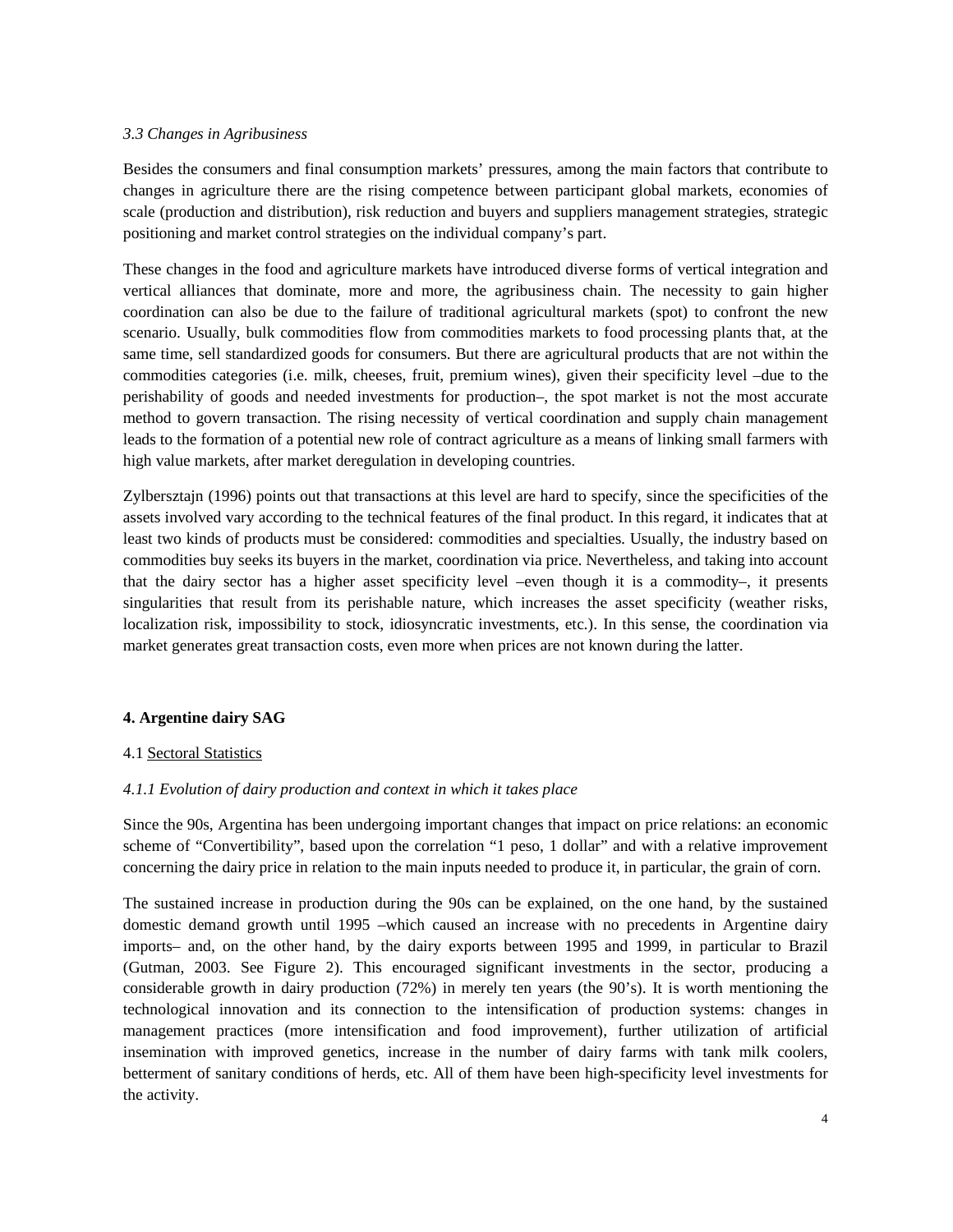*3.3 Changes in Agribusiness*

Besides the consumers and final consumption markets' pressures, among the main factors that contribute to changes in agriculture there are the rising competence between participant global markets, economies of scale (production and distribution), risk reduction and buyers and suppliers management strategies, strategic positioning and market control strategies on the individual company's part.

These changes in the food and agriculture markets have introduced diverse forms of vertical integration and vertical alliances that dominate, more and more, the agribusiness chain. The necessity to gain higher coordination can also be due to the failure of traditional agricultural markets (spot) to confront the new scenario. Usually, bulk commodities flow from commodities markets to food processing plants that, at the same time, sell standardized goods for consumers. But there are agricultural products that are not within the commodities categories (i.e. milk, cheeses, fruit, premium wines), given their specificity level –due to the perishability of goods and needed investments for production–, the spot market is not the most accurate method to govern transaction. The rising necessity of vertical coordination and supply chain management leads to the formation of a potential new role of contract agriculture as a means of linking small farmers with high value markets, after market deregulation in developing countries.

Zylbersztajn (1996) points out that transactions at this level are hard to specify, since the specificities of the assets involved vary according to the technical features of the final product. In this regard, it indicates that at least two kinds of products must be considered: commodities and specialties. Usually, the industry based on commodities buy seeks its buyers in the market, coordination via price. Nevertheless, and taking into account that the dairy sector has a higher asset specificity level –even though it is a commodity–, it presents singularities that result from its perishable nature, which increases the asset specificity (weather risks, localization risk, impossibility to stock, idiosyncratic investments, etc.). In this sense, the coordination via market generates great transaction costs, even more when prices are not known during the latter.

## 4. Argentine dairy SAG

### 4.1 Sectoral Statistics

*4.1.1 Evolution of dairy production and context in which it takes place*

Since the 90s, Argentina has been undergoing important changes that impact on price relations: an economic scheme of "Convertibility", based upon the correlation "1 peso, 1 dollar" and with a relative improvement concerning the dairy price in relation to the main inputs needed to produce it, in particular, the grain of corn.

The sustained increase in production during the 90s can be explained, on the one hand, by the sustained domestic demand growth until 1995 –which caused an increase with no precedents in Argentine dairy imports– and, on the other hand, by the dairy exports between 1995 and 1999, in particular to Brazil (Gutman, 2003. See Figure 2). This encouraged significant investments in the sector, producing a considerable growth in dairy production (72%) in merely ten years (the 90's). It is worth mentioning the technological innovation and its connection to the intensification of production systems: changes in management practices (more intensification and food improvement), further utilization of artificial insemination with improved genetics, increase in the number of dairy farms with tank milk coolers, betterment of sanitary conditions of herds, etc. All of them have been high-specificity level investments for the activity.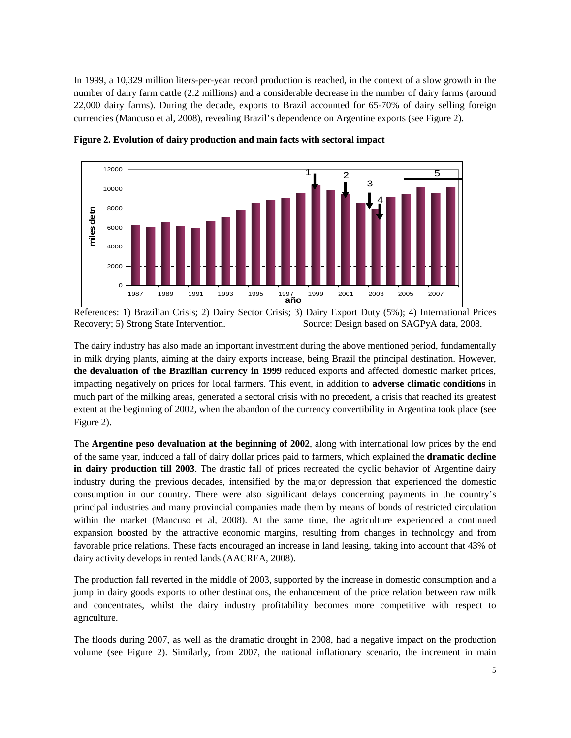In 1999, a 10,329 million liters-per-year record production is reached, in the context of a slow growth in the number of dairy farm cattle (2.2 millions) and a considerable decrease in the number of dairy farms (around 22,000 dairy farms). During the decade, exports to Brazil accounted for 65-70% of dairy selling foreign currencies (Mancuso et al, 2008), revealing Brazil's dependence on Argentine exports (see Figure 2).

**Figure 2. Evolution of dairy production and main facts with sectoral impact**

References: 1) Brazilian Crisis; 2) Dairy Sector Crisis; 3) Dairy Export Duty (5%); 4) International Prices Recovery; 5) Strong State Intervention. Source: Design based on SAGPyA data, 2008.

The dairy industry has also made an important investment during the above mentioned period, fundamentally in milk drying plants, aiming at the dairy exports increase, being Brazil the principal destination. However, **the devaluation of the Brazilian currency in 1999** reduced exports and affected domestic market prices, impacting negatively on prices for local farmers. This event, in addition to **adverse climatic conditions** in much part of the milking areas, generated a sectoral crisis with no precedent, a crisis that reached its greatest extent at the beginning of 2002, when the abandon of the currency convertibility in Argentina took place (see Figure 2).

The **Argentine peso devaluation at the beginning of 2002**, along with international low prices by the end of the same year, induced a fall of dairy dollar prices paid to farmers, which explained the **dramatic decline in dairy production till 2003**. The drastic fall of prices recreated the cyclic behavior of Argentine dairy industry during the previous decades, intensified by the major depression that experienced the domestic consumption in our country. There were also significant delays concerning payments in the country's principal industries and many provincial companies made them by means of bonds of restricted circulation within the market (Mancuso et al, 2008). At the same time, the agriculture experienced a continued expansion boosted by the attractive economic margins, resulting from changes in technology and from favorable price relations. These facts encouraged an increase in land leasing, taking into account that 43% of dairy activity develops in rented lands (AACREA, 2008).

The production fall reverted in the middle of 2003, supported by the increase in domestic consumption and a jump in dairy goods exports to other destinations, the enhancement of the price relation between raw milk and concentrates, whilst the dairy industry profitability becomes more competitive with respect to agriculture.

The floods during 2007, as well as the dramatic drought in 2008, had a negative impact on the production volume (see Figure 2). Similarly, from 2007, the national inflationary scenario, the increment in main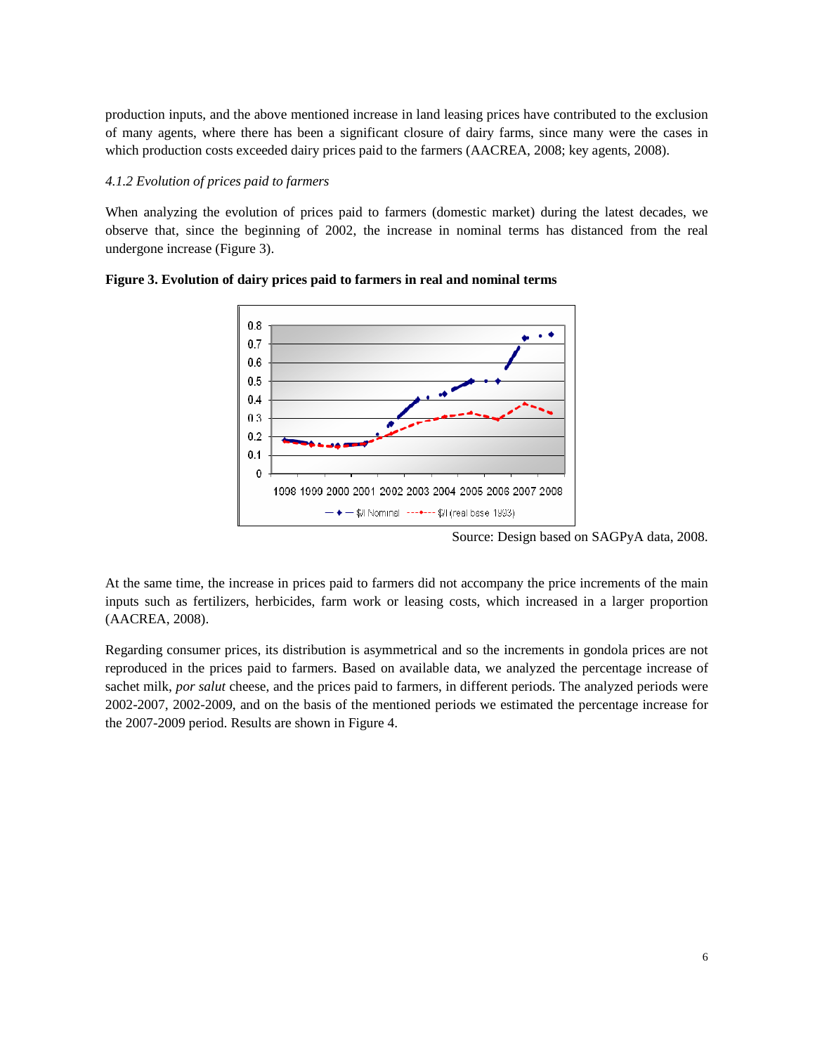production inputs, and the above mentioned increase in land leasing prices have contributed to the exclusion of many agents, where there has been a significant closure of dairy farms, since many were the cases in which production costs exceeded dairy prices paid to the farmers (AACREA, 2008; key agents, 2008).

#### *4.1.2 Evolution of prices paid to farmers*

When analyzing the evolution of prices paid to farmers (domestic market) during the latest decades, we observe that, since the beginning of 2002, the increase in nominal terms has distanced from the real undergone increase (Figure 3).

**Figure 3. Evolution of dairy prices paid to farmers in real and nominal terms**

Source: Design based on SAGPyA data, 2008.

At the same time, the increase in prices paid to farmers did not accompany the price increments of the main inputs such as fertilizers, herbicides, farm work or leasing costs, which increased in a larger proportion (AACREA, 2008).

Regarding consumer prices, its distribution is asymmetrical and so the increments in gondola prices are not reproduced in the prices paid to farmers. Based on available data, we analyzed the percentage increase of sachet milk, *por salut* cheese, and the prices paid to farmers, in different periods. The analyzed periods were 2002-2007, 2002-2009, and on the basis of the mentioned periods we estimated the percentage increase for the 2007-2009 period. Results are shown in Figure 4.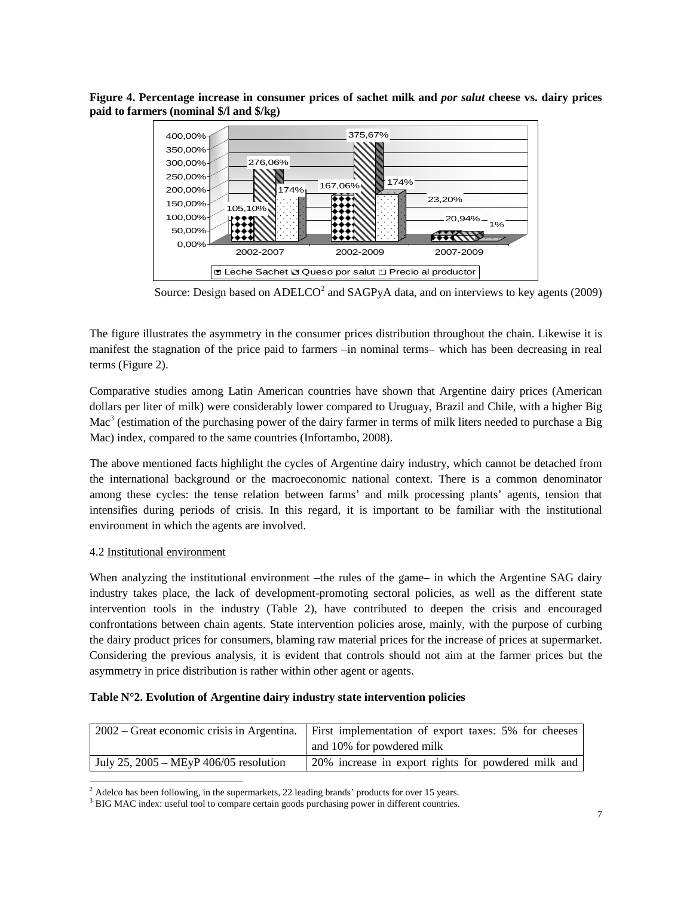**Figure 4. Percentage increase in consumer prices of sachet milk and *por salut* cheese vs. dairy prices paid to farmers (nominal $/l and $/kg)**

Source: Design based on ADELCO[2] and SAGPyA data, and on interviews to key agents (2009)

The figure illustrates the asymmetry in the consumer prices distribution throughout the chain. Likewise it is manifest the stagnation of the price paid to farmers –in nominal terms– which has been decreasing in real terms (Figure 2).

Comparative studies among Latin American countries have shown that Argentine dairy prices (American dollars per liter of milk) were considerably lower compared to Uruguay, Brazil and Chile, with a higher Big Mac[3] (estimation of the purchasing power of the dairy farmer in terms of milk liters needed to purchase a Big Mac) index, compared to the same countries (Infortambo, 2008).

The above mentioned facts highlight the cycles of Argentine dairy industry, which cannot be detached from the international background or the macroeconomic national context. There is a common denominator among these cycles: the tense relation between farms' and milk processing plants' agents, tension that intensifies during periods of crisis. In this regard, it is important to be familiar with the institutional environment in which the agents are involved.

4.2 Institutional environment

When analyzing the institutional environment –the rules of the game– in which the Argentine SAG dairy industry takes place, the lack of development-promoting sectoral policies, as well as the different state intervention tools in the industry (Table 2), have contributed to deepen the crisis and encouraged confrontations between chain agents. State intervention policies arose, mainly, with the purpose of curbing the dairy product prices for consumers, blaming raw material prices for the increase of prices at supermarket. Considering the previous analysis, it is evident that controls should not aim at the farmer prices but the asymmetry in price distribution is rather within other agent or agents.

**Table N°2. Evolution of Argentine dairy industry state intervention policies**

| | |
|---|---|
| 2002 – Great economic crisis in Argentina. | First implementation of export taxes: 5% for cheeses and 10% for powdered milk |
| July 25, 2005 – MEyP 406/05 resolution | 20% increase in export rights for powdered milk and |

[2] Adelco has been following, in the supermarkets, 22 leading brands' products for over 15 years.

[3] BIG MAC index: useful tool to compare certain goods purchasing power in different countries.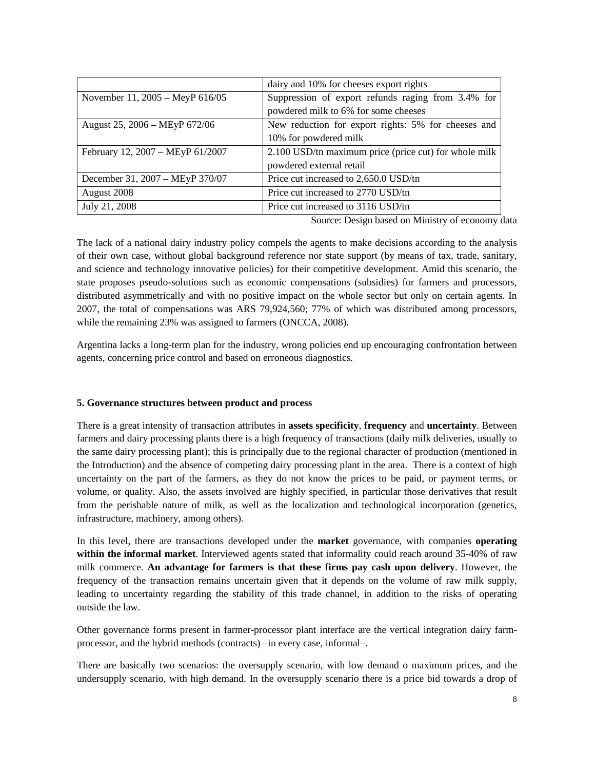| | |
|---|---|
| | dairy and 10% for cheeses export rights |
| November 11, 2005 – MeyP 616/05 | Suppression of export refunds raging from 3.4% for powdered milk to 6% for some cheeses |
| August 25, 2006 – MEyP 672/06 | New reduction for export rights: 5% for cheeses and 10% for powdered milk |
| February 12, 2007 – MEyP 61/2007 | 2.100 USD/tn maximum price (price cut) for whole milk powdered external retail |
| December 31, 2007 – MEyP 370/07 | Price cut increased to 2,650.0 USD/tn |
| August 2008 | Price cut increased to 2770 USD/tn |
| July 21, 2008 | Price cut increased to 3116 USD/tn |

Source: Design based on Ministry of economy data

The lack of a national dairy industry policy compels the agents to make decisions according to the analysis of their own case, without global background reference nor state support (by means of tax, trade, sanitary, and science and technology innovative policies) for their competitive development. Amid this scenario, the state proposes pseudo-solutions such as economic compensations (subsidies) for farmers and processors, distributed asymmetrically and with no positive impact on the whole sector but only on certain agents. In 2007, the total of compensations was ARS 79,924,560; 77% of which was distributed among processors, while the remaining 23% was assigned to farmers (ONCCA, 2008).

Argentina lacks a long-term plan for the industry, wrong policies end up encouraging confrontation between agents, concerning price control and based on erroneous diagnostics.

## 5. Governance structures between product and process

There is a great intensity of transaction attributes in **assets specificity**, **frequency** and **uncertainty**. Between farmers and dairy processing plants there is a high frequency of transactions (daily milk deliveries, usually to the same dairy processing plant); this is principally due to the regional character of production (mentioned in the Introduction) and the absence of competing dairy processing plant in the area. There is a context of high uncertainty on the part of the farmers, as they do not know the prices to be paid, or payment terms, or volume, or quality. Also, the assets involved are highly specified, in particular those derivatives that result from the perishable nature of milk, as well as the localization and technological incorporation (genetics, infrastructure, machinery, among others).

In this level, there are transactions developed under the **market** governance, with companies **operating within the informal market**. Interviewed agents stated that informality could reach around 35-40% of raw milk commerce. **An advantage for farmers is that these firms pay cash upon delivery**. However, the frequency of the transaction remains uncertain given that it depends on the volume of raw milk supply, leading to uncertainty regarding the stability of this trade channel, in addition to the risks of operating outside the law.

Other governance forms present in farmer-processor plant interface are the vertical integration dairy farm-processor, and the hybrid methods (contracts) –in every case, informal–.

There are basically two scenarios: the oversupply scenario, with low demand o maximum prices, and the undersupply scenario, with high demand. In the oversupply scenario there is a price bid towards a drop of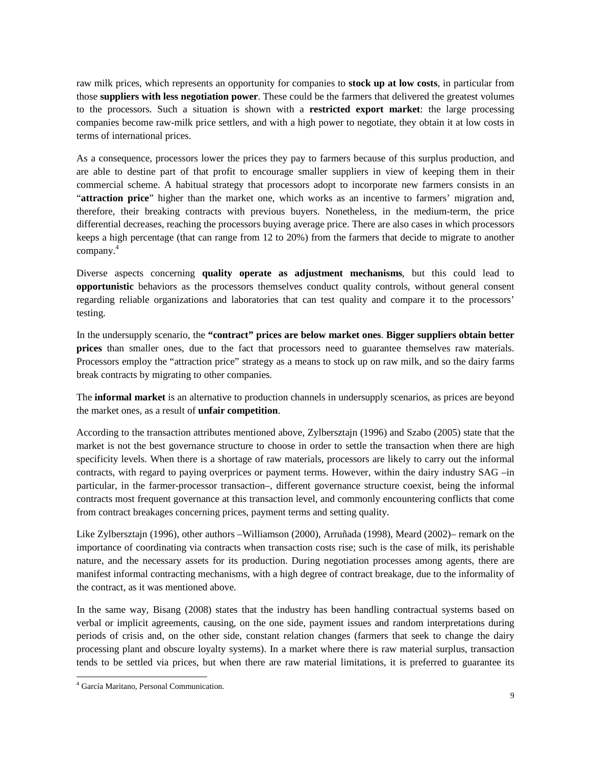raw milk prices, which represents an opportunity for companies to **stock up at low costs**, in particular from those **suppliers with less negotiation power**. These could be the farmers that delivered the greatest volumes to the processors. Such a situation is shown with a **restricted export market**: the large processing companies become raw-milk price settlers, and with a high power to negotiate, they obtain it at low costs in terms of international prices.

As a consequence, processors lower the prices they pay to farmers because of this surplus production, and are able to destine part of that profit to encourage smaller suppliers in view of keeping them in their commercial scheme. A habitual strategy that processors adopt to incorporate new farmers consists in an "**attraction price**" higher than the market one, which works as an incentive to farmers' migration and, therefore, their breaking contracts with previous buyers. Nonetheless, in the medium-term, the price differential decreases, reaching the processors buying average price. There are also cases in which processors keeps a high percentage (that can range from 12 to 20%) from the farmers that decide to migrate to another company.[4]

Diverse aspects concerning **quality operate as adjustment mechanisms**, but this could lead to **opportunistic** behaviors as the processors themselves conduct quality controls, without general consent regarding reliable organizations and laboratories that can test quality and compare it to the processors' testing.

In the undersupply scenario, the **"contract" prices are below market ones**. **Bigger suppliers obtain better prices** than smaller ones, due to the fact that processors need to guarantee themselves raw materials. Processors employ the "attraction price" strategy as a means to stock up on raw milk, and so the dairy farms break contracts by migrating to other companies.

The **informal market** is an alternative to production channels in undersupply scenarios, as prices are beyond the market ones, as a result of **unfair competition**.

According to the transaction attributes mentioned above, Zylbersztajn (1996) and Szabo (2005) state that the market is not the best governance structure to choose in order to settle the transaction when there are high specificity levels. When there is a shortage of raw materials, processors are likely to carry out the informal contracts, with regard to paying overprices or payment terms. However, within the dairy industry SAG –in particular, in the farmer-processor transaction–, different governance structure coexist, being the informal contracts most frequent governance at this transaction level, and commonly encountering conflicts that come from contract breakages concerning prices, payment terms and setting quality.

Like Zylbersztajn (1996), other authors –Williamson (2000), Arruñada (1998), Meard (2002)– remark on the importance of coordinating via contracts when transaction costs rise; such is the case of milk, its perishable nature, and the necessary assets for its production. During negotiation processes among agents, there are manifest informal contracting mechanisms, with a high degree of contract breakage, due to the informality of the contract, as it was mentioned above.

In the same way, Bisang (2008) states that the industry has been handling contractual systems based on verbal or implicit agreements, causing, on the one side, payment issues and random interpretations during periods of crisis and, on the other side, constant relation changes (farmers that seek to change the dairy processing plant and obscure loyalty systems). In a market where there is raw material surplus, transaction tends to be settled via prices, but when there are raw material limitations, it is preferred to guarantee its

[4] García Maritano, Personal Communication.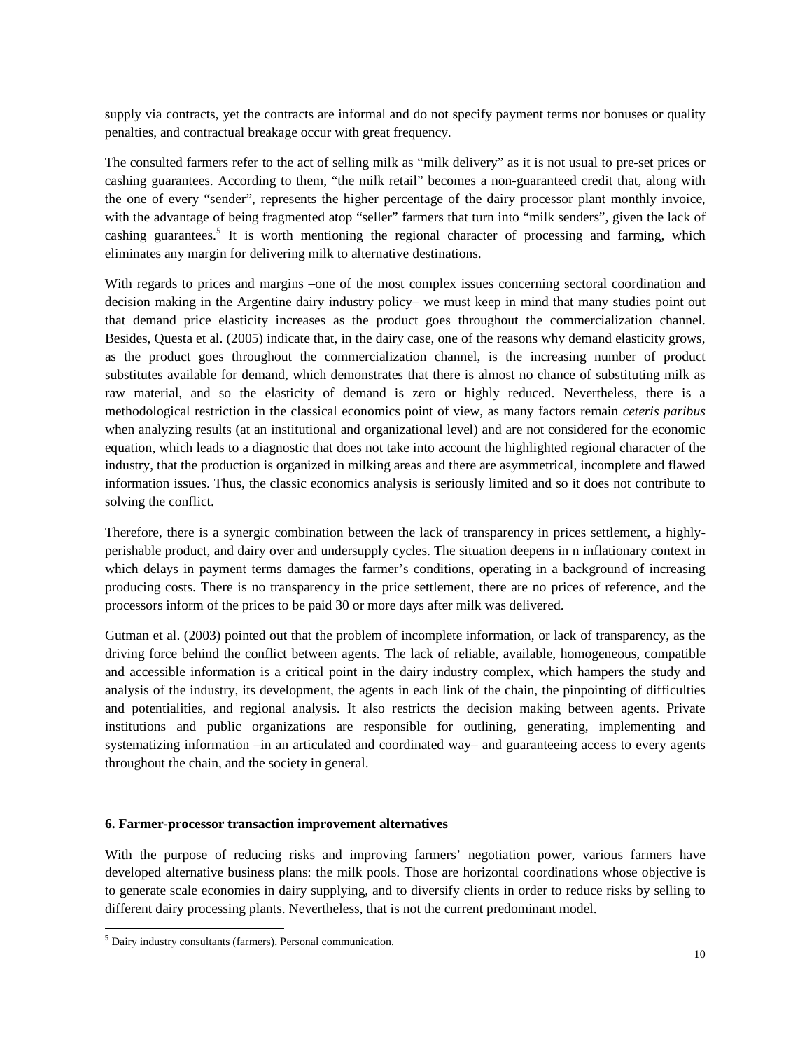supply via contracts, yet the contracts are informal and do not specify payment terms nor bonuses or quality penalties, and contractual breakage occur with great frequency.

The consulted farmers refer to the act of selling milk as "milk delivery" as it is not usual to pre-set prices or cashing guarantees. According to them, "the milk retail" becomes a non-guaranteed credit that, along with the one of every "sender", represents the higher percentage of the dairy processor plant monthly invoice, with the advantage of being fragmented atop "seller" farmers that turn into "milk senders", given the lack of cashing guarantees.[5] It is worth mentioning the regional character of processing and farming, which eliminates any margin for delivering milk to alternative destinations.

With regards to prices and margins –one of the most complex issues concerning sectoral coordination and decision making in the Argentine dairy industry policy– we must keep in mind that many studies point out that demand price elasticity increases as the product goes throughout the commercialization channel. Besides, Questa et al. (2005) indicate that, in the dairy case, one of the reasons why demand elasticity grows, as the product goes throughout the commercialization channel, is the increasing number of product substitutes available for demand, which demonstrates that there is almost no chance of substituting milk as raw material, and so the elasticity of demand is zero or highly reduced. Nevertheless, there is a methodological restriction in the classical economics point of view, as many factors remain *ceteris paribus* when analyzing results (at an institutional and organizational level) and are not considered for the economic equation, which leads to a diagnostic that does not take into account the highlighted regional character of the industry, that the production is organized in milking areas and there are asymmetrical, incomplete and flawed information issues. Thus, the classic economics analysis is seriously limited and so it does not contribute to solving the conflict.

Therefore, there is a synergic combination between the lack of transparency in prices settlement, a highly-perishable product, and dairy over and undersupply cycles. The situation deepens in n inflationary context in which delays in payment terms damages the farmer's conditions, operating in a background of increasing producing costs. There is no transparency in the price settlement, there are no prices of reference, and the processors inform of the prices to be paid 30 or more days after milk was delivered.

Gutman et al. (2003) pointed out that the problem of incomplete information, or lack of transparency, as the driving force behind the conflict between agents. The lack of reliable, available, homogeneous, compatible and accessible information is a critical point in the dairy industry complex, which hampers the study and analysis of the industry, its development, the agents in each link of the chain, the pinpointing of difficulties and potentialities, and regional analysis. It also restricts the decision making between agents. Private institutions and public organizations are responsible for outlining, generating, implementing and systematizing information –in an articulated and coordinated way– and guaranteeing access to every agents throughout the chain, and the society in general.

### 6. Farmer-processor transaction improvement alternatives

With the purpose of reducing risks and improving farmers' negotiation power, various farmers have developed alternative business plans: the milk pools. Those are horizontal coordinations whose objective is to generate scale economies in dairy supplying, and to diversify clients in order to reduce risks by selling to different dairy processing plants. Nevertheless, that is not the current predominant model.

[5] Dairy industry consultants (farmers). Personal communication.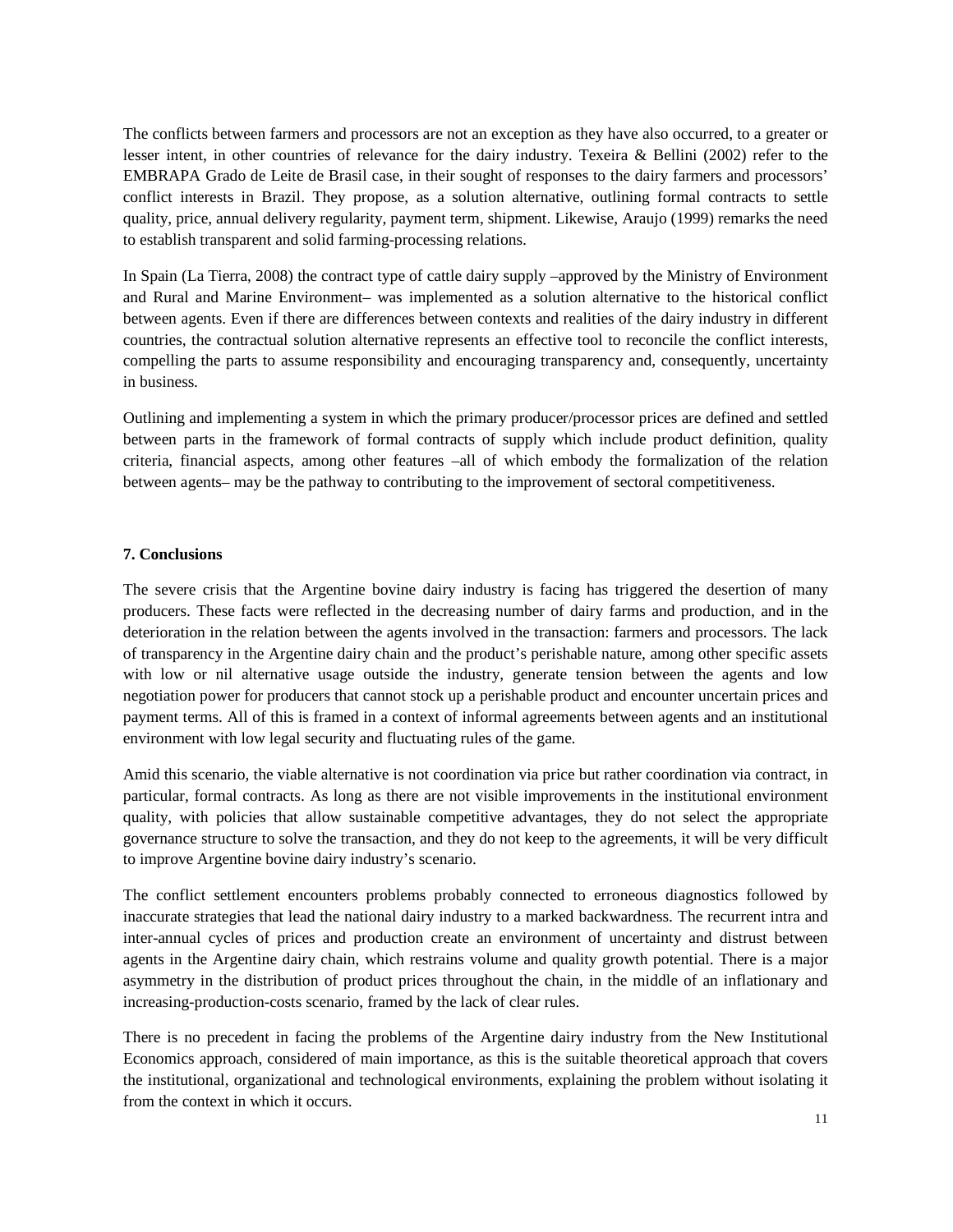The conflicts between farmers and processors are not an exception as they have also occurred, to a greater or lesser intent, in other countries of relevance for the dairy industry. Texeira & Bellini (2002) refer to the EMBRAPA Grado de Leite de Brasil case, in their sought of responses to the dairy farmers and processors' conflict interests in Brazil. They propose, as a solution alternative, outlining formal contracts to settle quality, price, annual delivery regularity, payment term, shipment. Likewise, Araujo (1999) remarks the need to establish transparent and solid farming-processing relations.

In Spain (La Tierra, 2008) the contract type of cattle dairy supply –approved by the Ministry of Environment and Rural and Marine Environment– was implemented as a solution alternative to the historical conflict between agents. Even if there are differences between contexts and realities of the dairy industry in different countries, the contractual solution alternative represents an effective tool to reconcile the conflict interests, compelling the parts to assume responsibility and encouraging transparency and, consequently, uncertainty in business.

Outlining and implementing a system in which the primary producer/processor prices are defined and settled between parts in the framework of formal contracts of supply which include product definition, quality criteria, financial aspects, among other features –all of which embody the formalization of the relation between agents– may be the pathway to contributing to the improvement of sectoral competitiveness.

## 7. Conclusions

The severe crisis that the Argentine bovine dairy industry is facing has triggered the desertion of many producers. These facts were reflected in the decreasing number of dairy farms and production, and in the deterioration in the relation between the agents involved in the transaction: farmers and processors. The lack of transparency in the Argentine dairy chain and the product's perishable nature, among other specific assets with low or nil alternative usage outside the industry, generate tension between the agents and low negotiation power for producers that cannot stock up a perishable product and encounter uncertain prices and payment terms. All of this is framed in a context of informal agreements between agents and an institutional environment with low legal security and fluctuating rules of the game.

Amid this scenario, the viable alternative is not coordination via price but rather coordination via contract, in particular, formal contracts. As long as there are not visible improvements in the institutional environment quality, with policies that allow sustainable competitive advantages, they do not select the appropriate governance structure to solve the transaction, and they do not keep to the agreements, it will be very difficult to improve Argentine bovine dairy industry's scenario.

The conflict settlement encounters problems probably connected to erroneous diagnostics followed by inaccurate strategies that lead the national dairy industry to a marked backwardness. The recurrent intra and inter-annual cycles of prices and production create an environment of uncertainty and distrust between agents in the Argentine dairy chain, which restrains volume and quality growth potential. There is a major asymmetry in the distribution of product prices throughout the chain, in the middle of an inflationary and increasing-production-costs scenario, framed by the lack of clear rules.

There is no precedent in facing the problems of the Argentine dairy industry from the New Institutional Economics approach, considered of main importance, as this is the suitable theoretical approach that covers the institutional, organizational and technological environments, explaining the problem without isolating it from the context in which it occurs.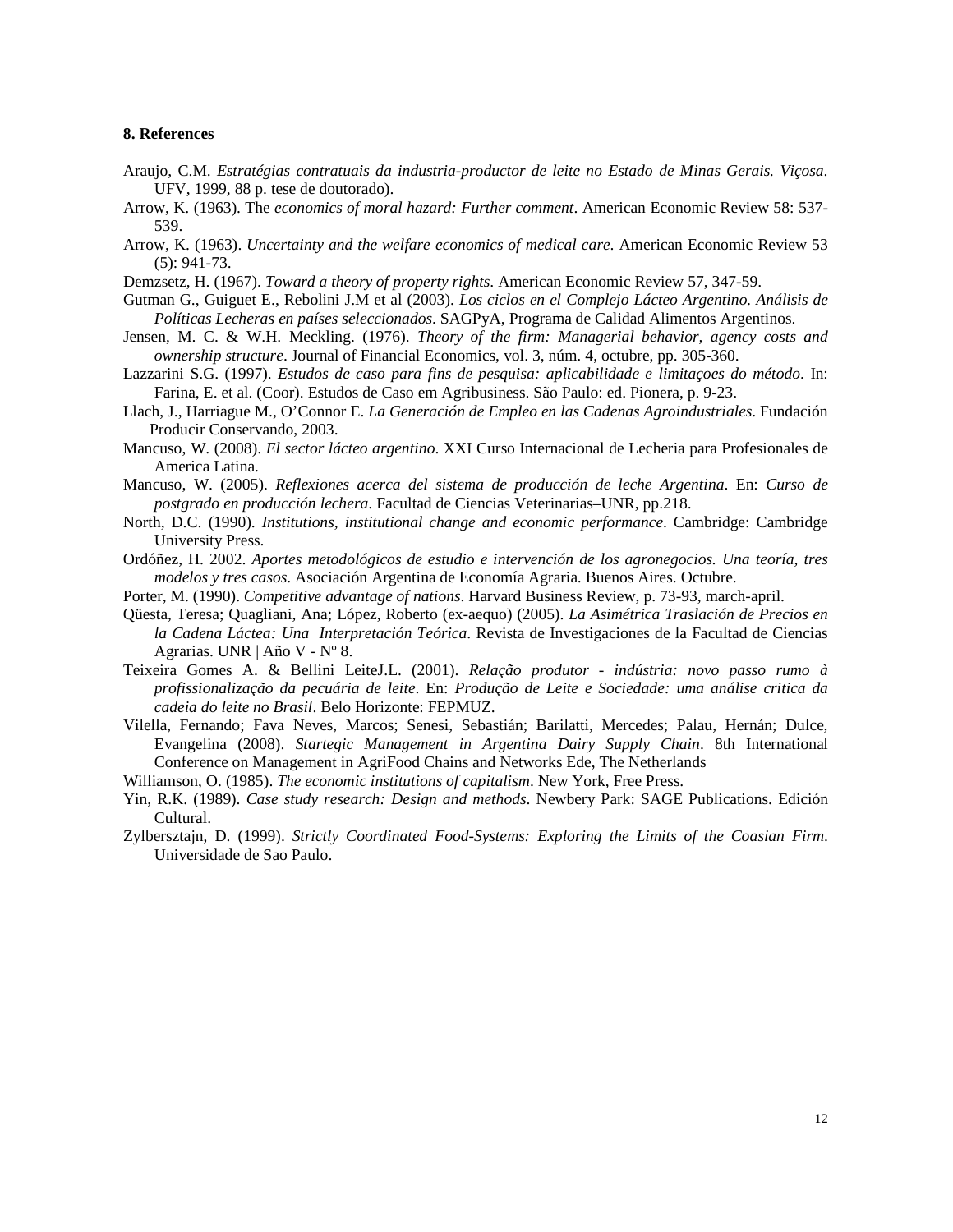### 8. References

Araujo, C.M. *Estratégias contratuais da industria-productor de leite no Estado de Minas Gerais. Viçosa*. UFV, 1999, 88 p. tese de doutorado).

Arrow, K. (1963). The *economics of moral hazard: Further comment*. American Economic Review 58: 537-539.

Arrow, K. (1963). *Uncertainty and the welfare economics of medical care*. American Economic Review 53 (5): 941-73.

Demzsetz, H. (1967). *Toward a theory of property rights*. American Economic Review 57, 347-59.

Gutman G., Guiguet E., Rebolini J.M et al (2003). *Los ciclos en el Complejo Lácteo Argentino. Análisis de Políticas Lecheras en países seleccionados*. SAGPyA, Programa de Calidad Alimentos Argentinos.

Jensen, M. C. & W.H. Meckling. (1976). *Theory of the firm: Managerial behavior, agency costs and ownership structure*. Journal of Financial Economics, vol. 3, núm. 4, octubre, pp. 305-360.

Lazzarini S.G. (1997). *Estudos de caso para fins de pesquisa: aplicabilidade e limitaçoes do método*. In: Farina, E. et al. (Coor). Estudos de Caso em Agribusiness. São Paulo: ed. Pionera, p. 9-23.

Llach, J., Harriague M., O'Connor E. *La Generación de Empleo en las Cadenas Agroindustriales*. Fundación Producir Conservando, 2003.

Mancuso, W. (2008). *El sector lácteo argentino*. XXI Curso Internacional de Lecheria para Profesionales de America Latina.

Mancuso, W. (2005). *Reflexiones acerca del sistema de producción de leche Argentina*. En: *Curso de postgrado en producción lechera*. Facultad de Ciencias Veterinarias–UNR, pp.218.

North, D.C. (1990). *Institutions, institutional change and economic performance*. Cambridge: Cambridge University Press.

Ordóñez, H. 2002. *Aportes metodológicos de estudio e intervención de los agronegocios. Una teoría, tres modelos y tres casos*. Asociación Argentina de Economía Agraria. Buenos Aires. Octubre.

Porter, M. (1990). *Competitive advantage of nations*. Harvard Business Review, p. 73-93, march-april.

Qüesta, Teresa; Quagliani, Ana; López, Roberto (ex-aequo) (2005). *La Asimétrica Traslación de Precios en la Cadena Láctea: Una Interpretación Teórica*. Revista de Investigaciones de la Facultad de Ciencias Agrarias. UNR | Año V - Nº 8.

Teixeira Gomes A. & Bellini LeiteJ.L. (2001). *Relação produtor - indústria: novo passo rumo à profissionalização da pecuária de leite*. En: *Produção de Leite e Sociedade: uma análise critica da cadeia do leite no Brasil*. Belo Horizonte: FEPMUZ.

Vilella, Fernando; Fava Neves, Marcos; Senesi, Sebastián; Barilatti, Mercedes; Palau, Hernán; Dulce, Evangelina (2008). *Startegic Management in Argentina Dairy Supply Chain*. 8th International Conference on Management in AgriFood Chains and Networks Ede, The Netherlands

Williamson, O. (1985). *The economic institutions of capitalism*. New York, Free Press.

Yin, R.K. (1989). *Case study research: Design and methods*. Newbery Park: SAGE Publications. Edición Cultural.

Zylbersztajn, D. (1999). *Strictly Coordinated Food-Systems: Exploring the Limits of the Coasian Firm*. Universidade de Sao Paulo.